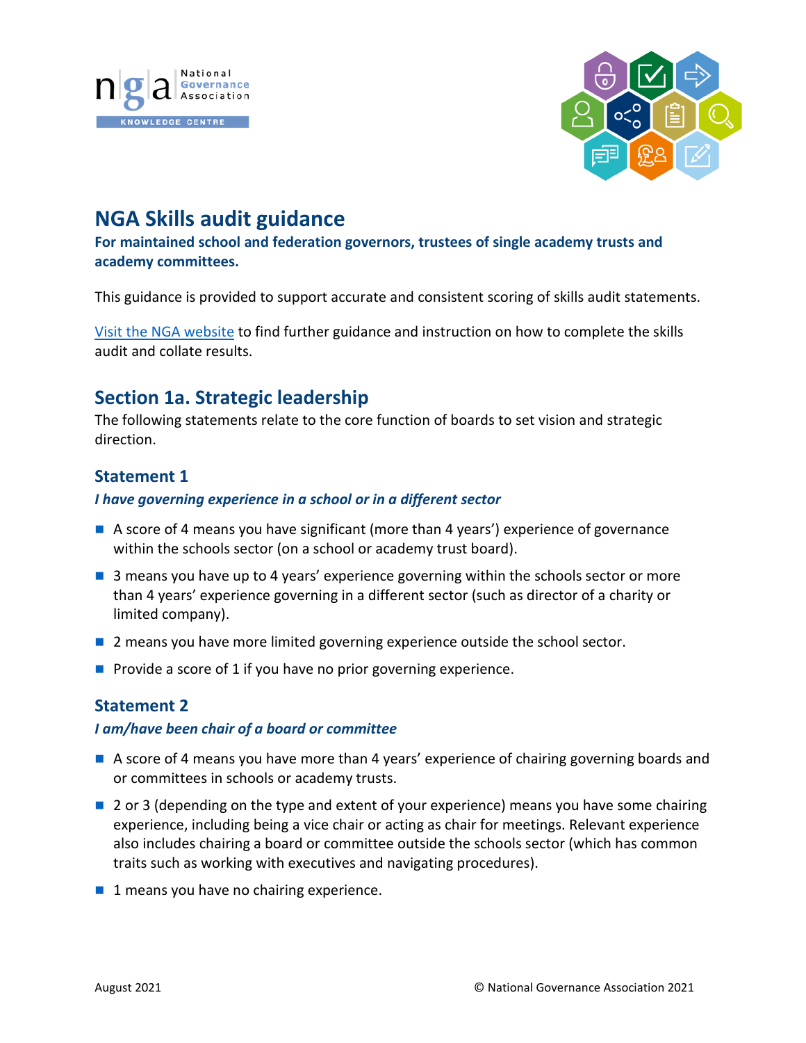# NGA Skills audit guidance

**For maintained school and federation governors, trustees of single academy trusts and academy committees.**

This guidance is provided to support accurate and consistent scoring of skills audit statements.

[Visit the NGA website](#) to find further guidance and instruction on how to complete the skills audit and collate results.

## Section 1a. Strategic leadership

The following statements relate to the core function of boards to set vision and strategic direction.

### Statement 1

***I have governing experience in a school or in a different sector***

- A score of 4 means you have significant (more than 4 years') experience of governance within the schools sector (on a school or academy trust board).
- 3 means you have up to 4 years' experience governing within the schools sector or more than 4 years' experience governing in a different sector (such as director of a charity or limited company).
- 2 means you have more limited governing experience outside the school sector.
- Provide a score of 1 if you have no prior governing experience.

### Statement 2

***I am/have been chair of a board or committee***

- A score of 4 means you have more than 4 years' experience of chairing governing boards and or committees in schools or academy trusts.
- 2 or 3 (depending on the type and extent of your experience) means you have some chairing experience, including being a vice chair or acting as chair for meetings. Relevant experience also includes chairing a board or committee outside the schools sector (which has common traits such as working with executives and navigating procedures).
- 1 means you have no chairing experience.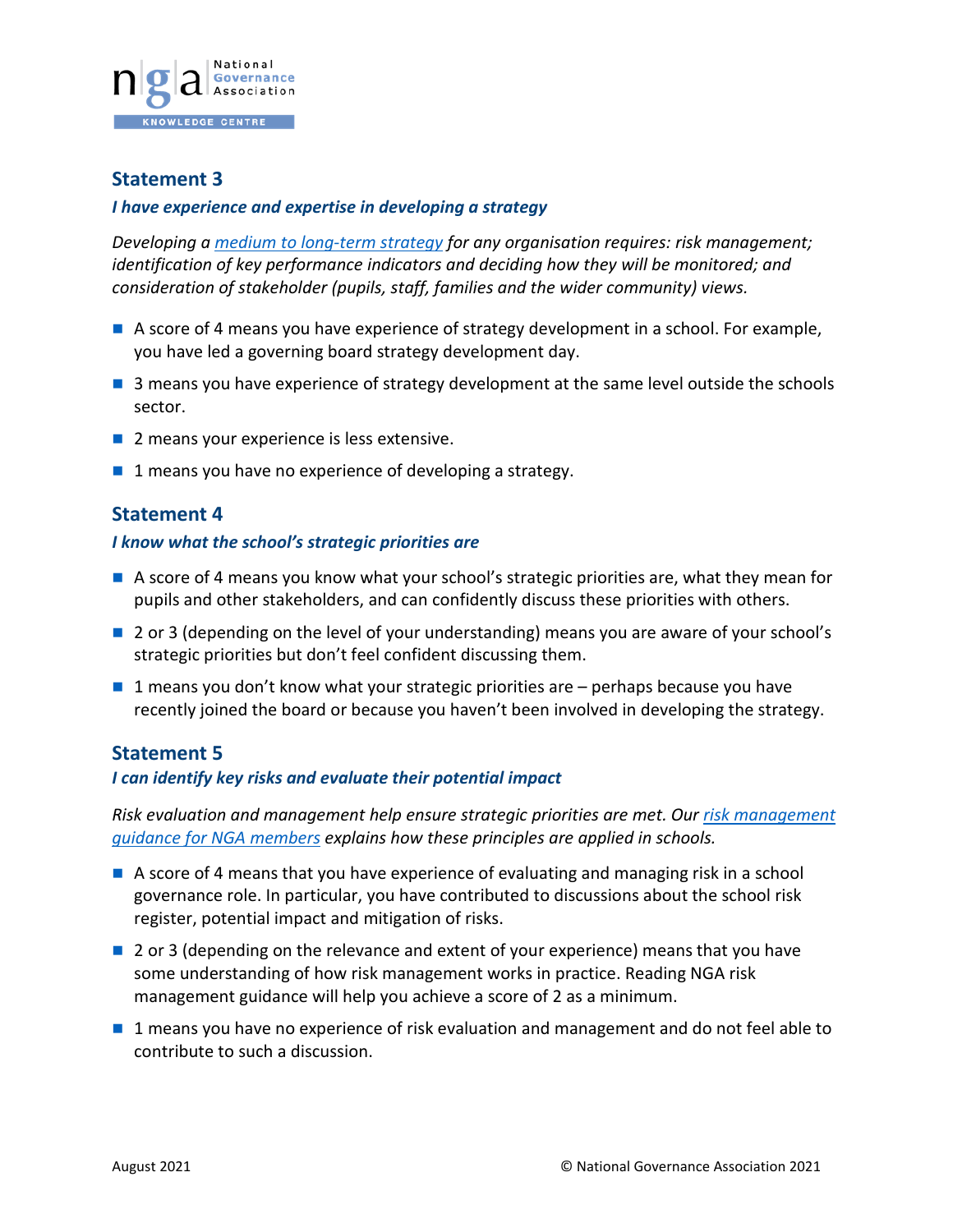## Statement 3

***I have experience and expertise in developing a strategy***

*Developing a [medium to long-term strategy] for any organisation requires: risk management; identification of key performance indicators and deciding how they will be monitored; and consideration of stakeholder (pupils, staff, families and the wider community) views.*

- A score of 4 means you have experience of strategy development in a school. For example, you have led a governing board strategy development day.
- 3 means you have experience of strategy development at the same level outside the schools sector.
- 2 means your experience is less extensive.
- 1 means you have no experience of developing a strategy.

## Statement 4

***I know what the school's strategic priorities are***

- A score of 4 means you know what your school's strategic priorities are, what they mean for pupils and other stakeholders, and can confidently discuss these priorities with others.
- 2 or 3 (depending on the level of your understanding) means you are aware of your school's strategic priorities but don't feel confident discussing them.
- 1 means you don't know what your strategic priorities are – perhaps because you have recently joined the board or because you haven't been involved in developing the strategy.

## Statement 5

***I can identify key risks and evaluate their potential impact***

*Risk evaluation and management help ensure strategic priorities are met. Our [risk management guidance for NGA members] explains how these principles are applied in schools.*

- A score of 4 means that you have experience of evaluating and managing risk in a school governance role. In particular, you have contributed to discussions about the school risk register, potential impact and mitigation of risks.
- 2 or 3 (depending on the relevance and extent of your experience) means that you have some understanding of how risk management works in practice. Reading NGA risk management guidance will help you achieve a score of 2 as a minimum.
- 1 means you have no experience of risk evaluation and management and do not feel able to contribute to such a discussion.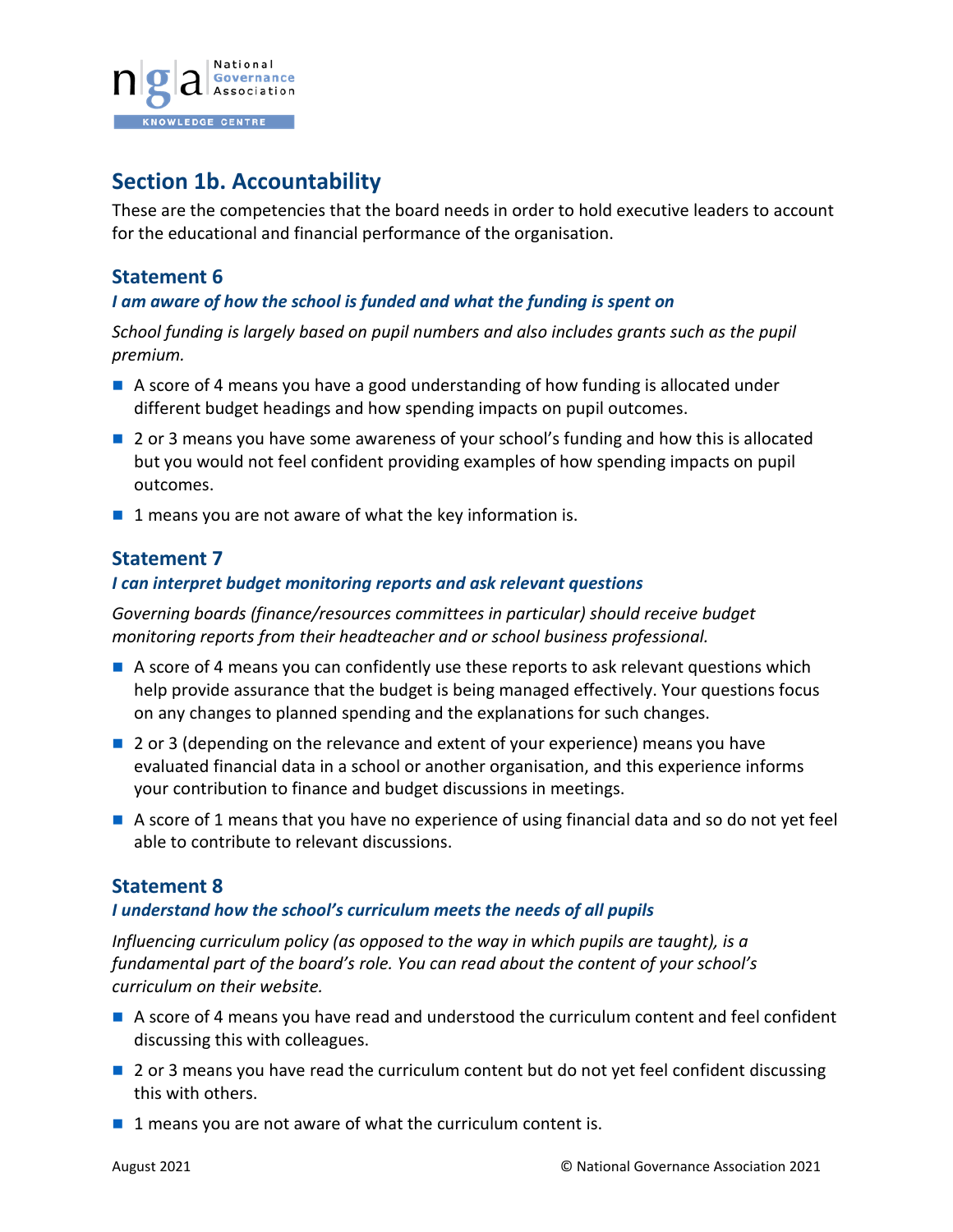## Section 1b. Accountability

These are the competencies that the board needs in order to hold executive leaders to account for the educational and financial performance of the organisation.

### Statement 6

***I am aware of how the school is funded and what the funding is spent on***

*School funding is largely based on pupil numbers and also includes grants such as the pupil premium.*

- A score of 4 means you have a good understanding of how funding is allocated under different budget headings and how spending impacts on pupil outcomes.
- 2 or 3 means you have some awareness of your school's funding and how this is allocated but you would not feel confident providing examples of how spending impacts on pupil outcomes.
- 1 means you are not aware of what the key information is.

### Statement 7

***I can interpret budget monitoring reports and ask relevant questions***

*Governing boards (finance/resources committees in particular) should receive budget monitoring reports from their headteacher and or school business professional.*

- A score of 4 means you can confidently use these reports to ask relevant questions which help provide assurance that the budget is being managed effectively. Your questions focus on any changes to planned spending and the explanations for such changes.
- 2 or 3 (depending on the relevance and extent of your experience) means you have evaluated financial data in a school or another organisation, and this experience informs your contribution to finance and budget discussions in meetings.
- A score of 1 means that you have no experience of using financial data and so do not yet feel able to contribute to relevant discussions.

### Statement 8

***I understand how the school's curriculum meets the needs of all pupils***

*Influencing curriculum policy (as opposed to the way in which pupils are taught), is a fundamental part of the board's role. You can read about the content of your school's curriculum on their website.*

- A score of 4 means you have read and understood the curriculum content and feel confident discussing this with colleagues.
- 2 or 3 means you have read the curriculum content but do not yet feel confident discussing this with others.
- 1 means you are not aware of what the curriculum content is.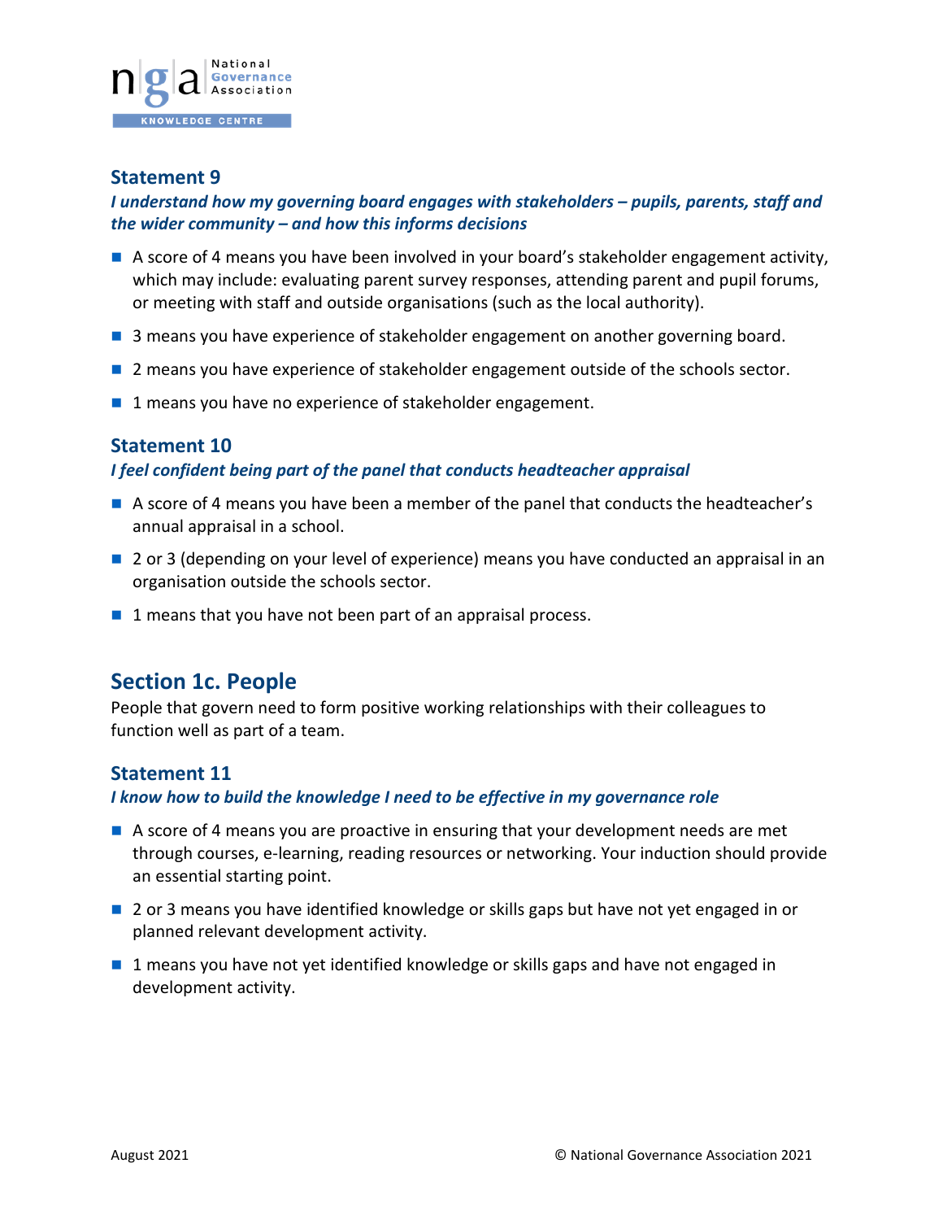### Statement 9

***I understand how my governing board engages with stakeholders – pupils, parents, staff and the wider community – and how this informs decisions***

- A score of 4 means you have been involved in your board's stakeholder engagement activity, which may include: evaluating parent survey responses, attending parent and pupil forums, or meeting with staff and outside organisations (such as the local authority).
- 3 means you have experience of stakeholder engagement on another governing board.
- 2 means you have experience of stakeholder engagement outside of the schools sector.
- 1 means you have no experience of stakeholder engagement.

### Statement 10

***I feel confident being part of the panel that conducts headteacher appraisal***

- A score of 4 means you have been a member of the panel that conducts the headteacher's annual appraisal in a school.
- 2 or 3 (depending on your level of experience) means you have conducted an appraisal in an organisation outside the schools sector.
- 1 means that you have not been part of an appraisal process.

## Section 1c. People

People that govern need to form positive working relationships with their colleagues to function well as part of a team.

### Statement 11

***I know how to build the knowledge I need to be effective in my governance role***

- A score of 4 means you are proactive in ensuring that your development needs are met through courses, e-learning, reading resources or networking. Your induction should provide an essential starting point.
- 2 or 3 means you have identified knowledge or skills gaps but have not yet engaged in or planned relevant development activity.
- 1 means you have not yet identified knowledge or skills gaps and have not engaged in development activity.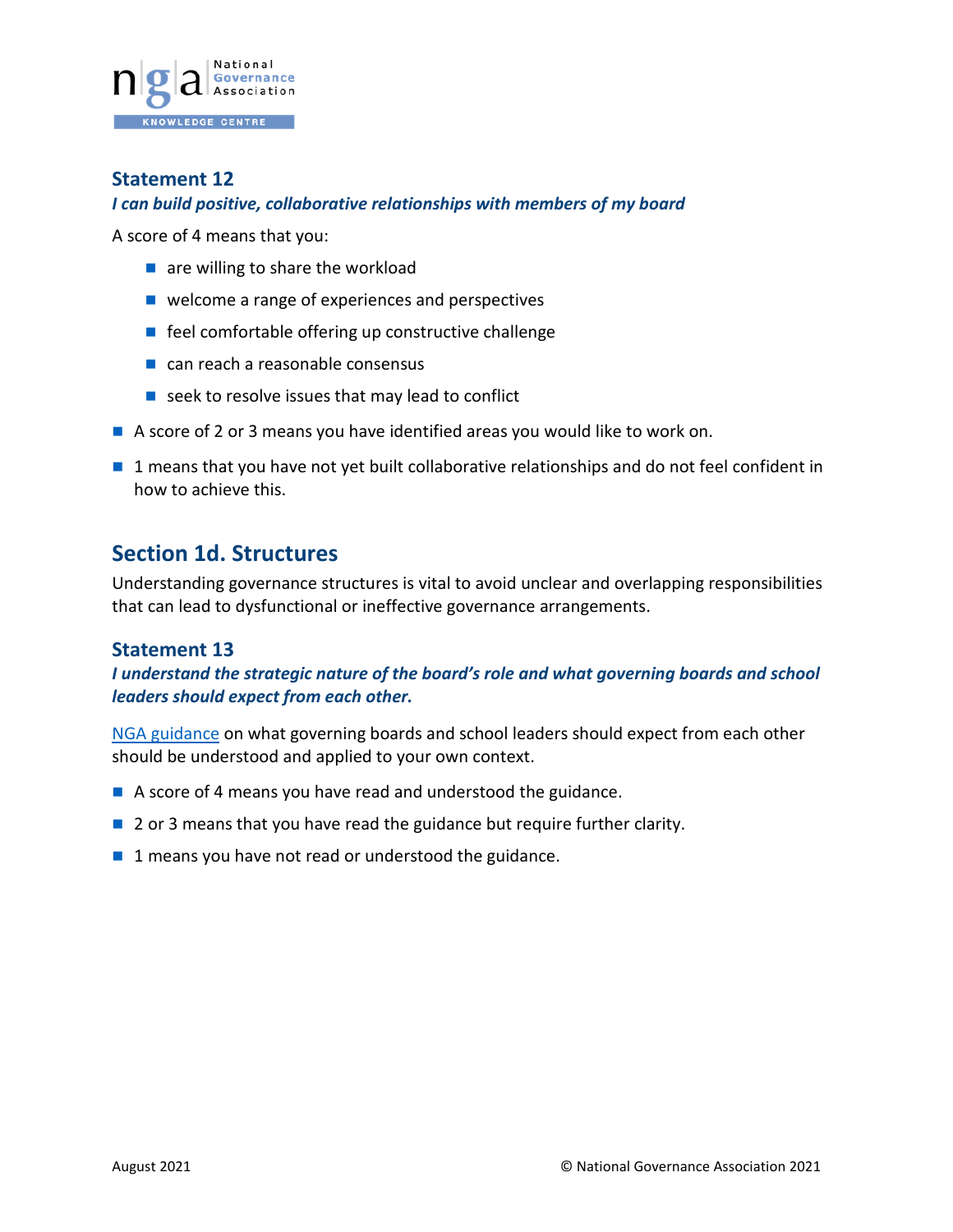### Statement 12

***I can build positive, collaborative relationships with members of my board***

A score of 4 means that you:

- are willing to share the workload
- welcome a range of experiences and perspectives
- feel comfortable offering up constructive challenge
- can reach a reasonable consensus
- seek to resolve issues that may lead to conflict

- A score of 2 or 3 means you have identified areas you would like to work on.
- 1 means that you have not yet built collaborative relationships and do not feel confident in how to achieve this.

## Section 1d. Structures

Understanding governance structures is vital to avoid unclear and overlapping responsibilities that can lead to dysfunctional or ineffective governance arrangements.

### Statement 13

***I understand the strategic nature of the board's role and what governing boards and school leaders should expect from each other.***

NGA guidance on what governing boards and school leaders should expect from each other should be understood and applied to your own context.

- A score of 4 means you have read and understood the guidance.
- 2 or 3 means that you have read the guidance but require further clarity.
- 1 means you have not read or understood the guidance.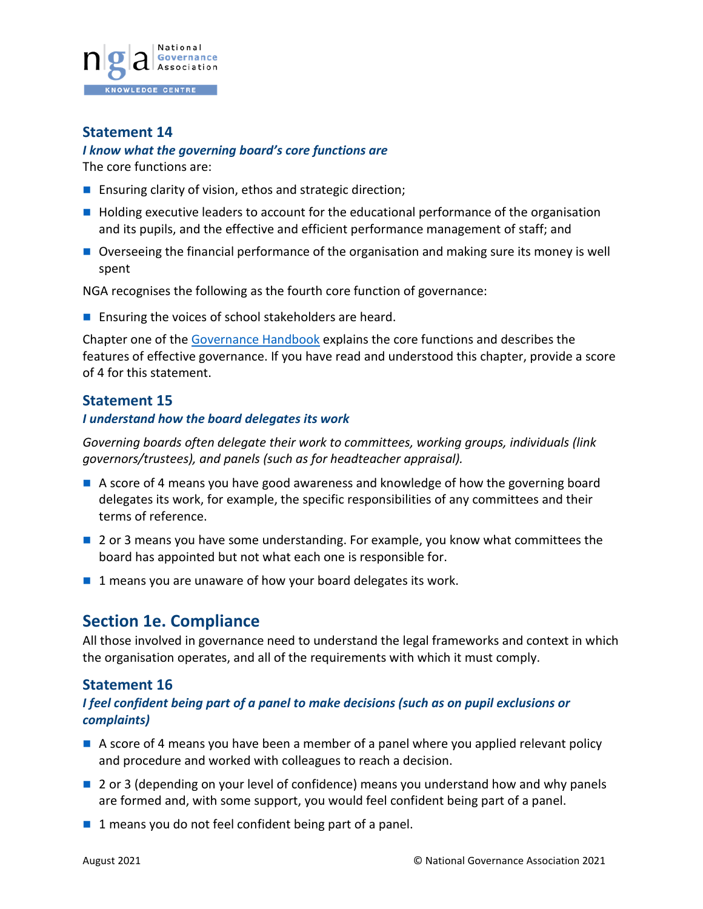### Statement 14

***I know what the governing board's core functions are***

The core functions are:

- Ensuring clarity of vision, ethos and strategic direction;
- Holding executive leaders to account for the educational performance of the organisation and its pupils, and the effective and efficient performance management of staff; and
- Overseeing the financial performance of the organisation and making sure its money is well spent

NGA recognises the following as the fourth core function of governance:

- Ensuring the voices of school stakeholders are heard.

Chapter one of the [Governance Handbook]() explains the core functions and describes the features of effective governance. If you have read and understood this chapter, provide a score of 4 for this statement.

### Statement 15

***I understand how the board delegates its work***

*Governing boards often delegate their work to committees, working groups, individuals (link governors/trustees), and panels (such as for headteacher appraisal).*

- A score of 4 means you have good awareness and knowledge of how the governing board delegates its work, for example, the specific responsibilities of any committees and their terms of reference.
- 2 or 3 means you have some understanding. For example, you know what committees the board has appointed but not what each one is responsible for.
- 1 means you are unaware of how your board delegates its work.

## Section 1e. Compliance

All those involved in governance need to understand the legal frameworks and context in which the organisation operates, and all of the requirements with which it must comply.

### Statement 16

***I feel confident being part of a panel to make decisions (such as on pupil exclusions or complaints)***

- A score of 4 means you have been a member of a panel where you applied relevant policy and procedure and worked with colleagues to reach a decision.
- 2 or 3 (depending on your level of confidence) means you understand how and why panels are formed and, with some support, you would feel confident being part of a panel.
- 1 means you do not feel confident being part of a panel.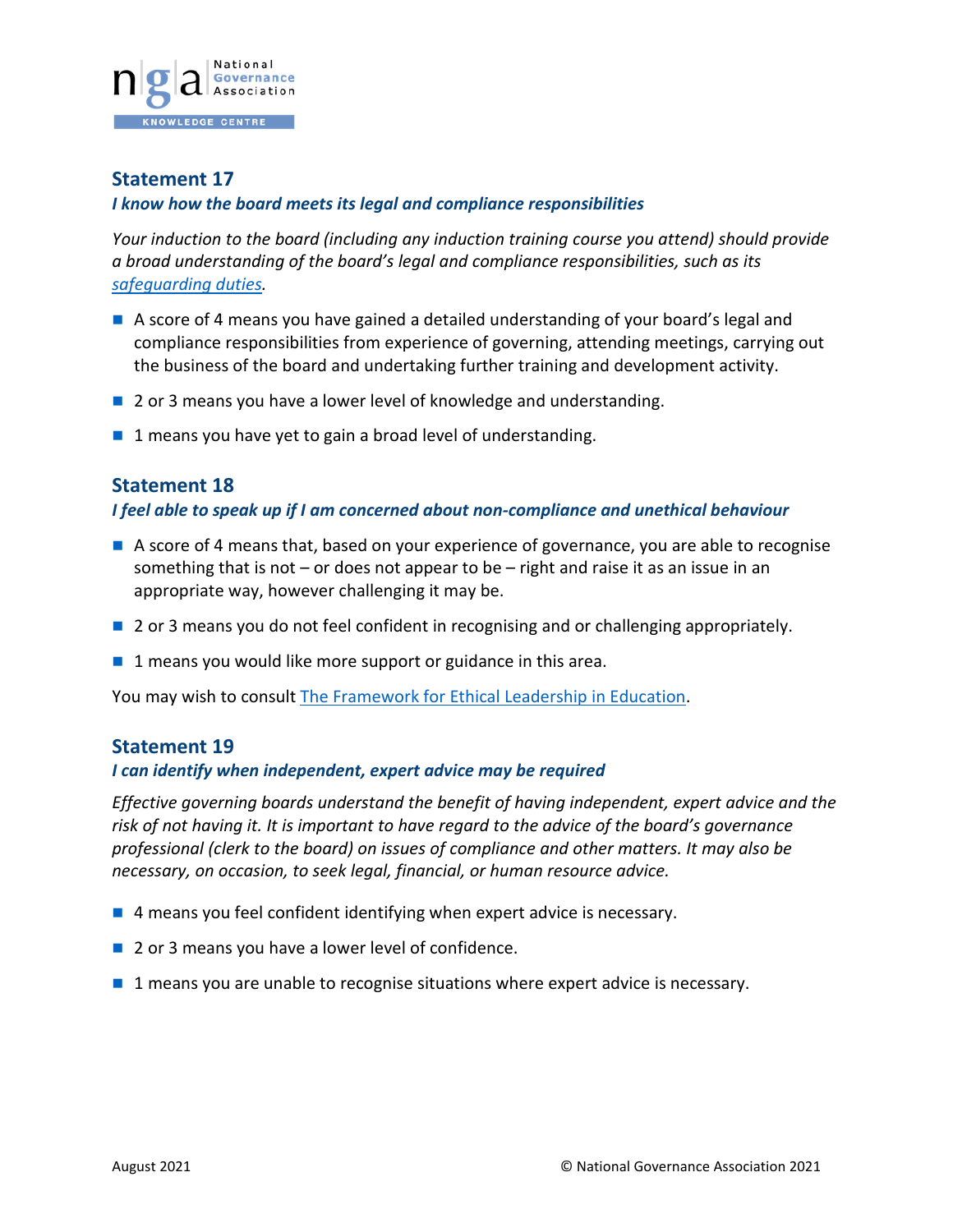## Statement 17

***I know how the board meets its legal and compliance responsibilities***

*Your induction to the board (including any induction training course you attend) should provide a broad understanding of the board's legal and compliance responsibilities, such as its safeguarding duties.*

- A score of 4 means you have gained a detailed understanding of your board's legal and compliance responsibilities from experience of governing, attending meetings, carrying out the business of the board and undertaking further training and development activity.
- 2 or 3 means you have a lower level of knowledge and understanding.
- 1 means you have yet to gain a broad level of understanding.

## Statement 18

***I feel able to speak up if I am concerned about non-compliance and unethical behaviour***

- A score of 4 means that, based on your experience of governance, you are able to recognise something that is not – or does not appear to be – right and raise it as an issue in an appropriate way, however challenging it may be.
- 2 or 3 means you do not feel confident in recognising and or challenging appropriately.
- 1 means you would like more support or guidance in this area.

You may wish to consult The Framework for Ethical Leadership in Education.

## Statement 19

***I can identify when independent, expert advice may be required***

*Effective governing boards understand the benefit of having independent, expert advice and the risk of not having it. It is important to have regard to the advice of the board's governance professional (clerk to the board) on issues of compliance and other matters. It may also be necessary, on occasion, to seek legal, financial, or human resource advice.*

- 4 means you feel confident identifying when expert advice is necessary.
- 2 or 3 means you have a lower level of confidence.
- 1 means you are unable to recognise situations where expert advice is necessary.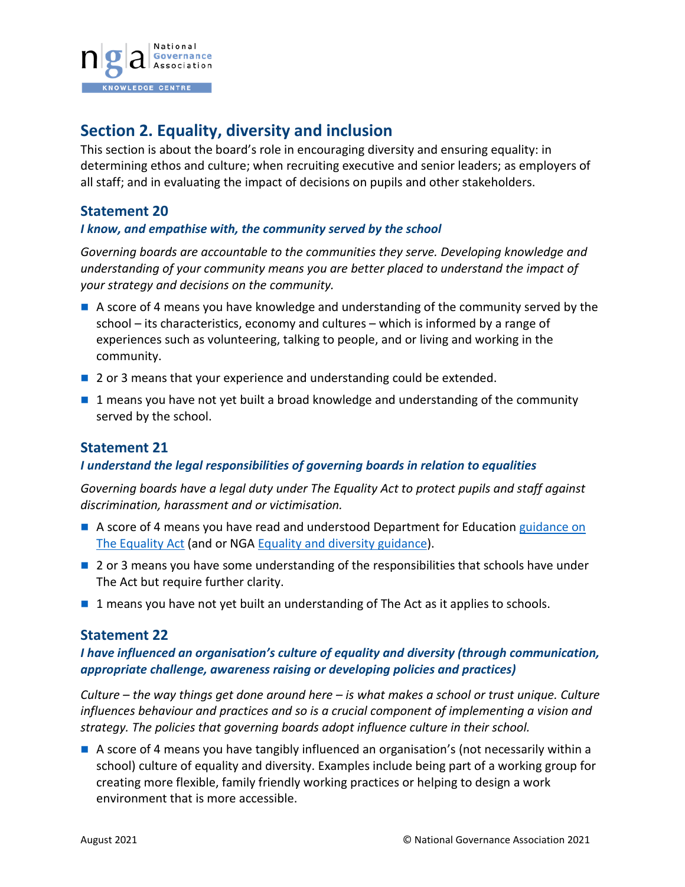## Section 2. Equality, diversity and inclusion

This section is about the board's role in encouraging diversity and ensuring equality: in determining ethos and culture; when recruiting executive and senior leaders; as employers of all staff; and in evaluating the impact of decisions on pupils and other stakeholders.

### Statement 20

***I know, and empathise with, the community served by the school***

*Governing boards are accountable to the communities they serve. Developing knowledge and understanding of your community means you are better placed to understand the impact of your strategy and decisions on the community.*

- A score of 4 means you have knowledge and understanding of the community served by the school – its characteristics, economy and cultures – which is informed by a range of experiences such as volunteering, talking to people, and or living and working in the community.
- 2 or 3 means that your experience and understanding could be extended.
- 1 means you have not yet built a broad knowledge and understanding of the community served by the school.

### Statement 21

***I understand the legal responsibilities of governing boards in relation to equalities***

*Governing boards have a legal duty under The Equality Act to protect pupils and staff against discrimination, harassment and or victimisation.*

- A score of 4 means you have read and understood Department for Education guidance on The Equality Act (and or NGA Equality and diversity guidance).
- 2 or 3 means you have some understanding of the responsibilities that schools have under The Act but require further clarity.
- 1 means you have not yet built an understanding of The Act as it applies to schools.

### Statement 22

***I have influenced an organisation's culture of equality and diversity (through communication, appropriate challenge, awareness raising or developing policies and practices)***

*Culture – the way things get done around here – is what makes a school or trust unique. Culture influences behaviour and practices and so is a crucial component of implementing a vision and strategy. The policies that governing boards adopt influence culture in their school.*

- A score of 4 means you have tangibly influenced an organisation's (not necessarily within a school) culture of equality and diversity. Examples include being part of a working group for creating more flexible, family friendly working practices or helping to design a work environment that is more accessible.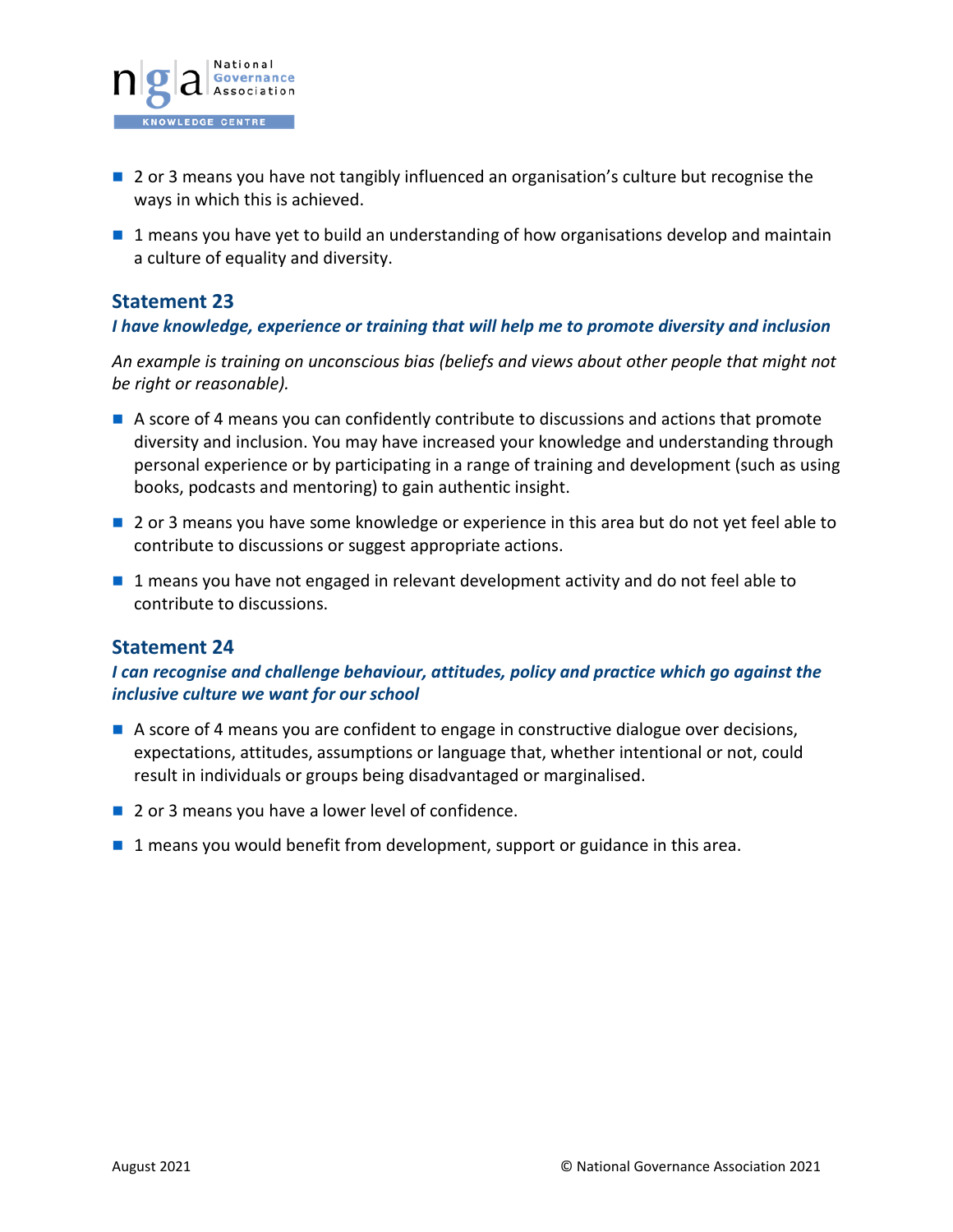- 2 or 3 means you have not tangibly influenced an organisation's culture but recognise the ways in which this is achieved.
- 1 means you have yet to build an understanding of how organisations develop and maintain a culture of equality and diversity.

## Statement 23

***I have knowledge, experience or training that will help me to promote diversity and inclusion***

*An example is training on unconscious bias (beliefs and views about other people that might not be right or reasonable).*

- A score of 4 means you can confidently contribute to discussions and actions that promote diversity and inclusion. You may have increased your knowledge and understanding through personal experience or by participating in a range of training and development (such as using books, podcasts and mentoring) to gain authentic insight.
- 2 or 3 means you have some knowledge or experience in this area but do not yet feel able to contribute to discussions or suggest appropriate actions.
- 1 means you have not engaged in relevant development activity and do not feel able to contribute to discussions.

## Statement 24

***I can recognise and challenge behaviour, attitudes, policy and practice which go against the inclusive culture we want for our school***

- A score of 4 means you are confident to engage in constructive dialogue over decisions, expectations, attitudes, assumptions or language that, whether intentional or not, could result in individuals or groups being disadvantaged or marginalised.
- 2 or 3 means you have a lower level of confidence.
- 1 means you would benefit from development, support or guidance in this area.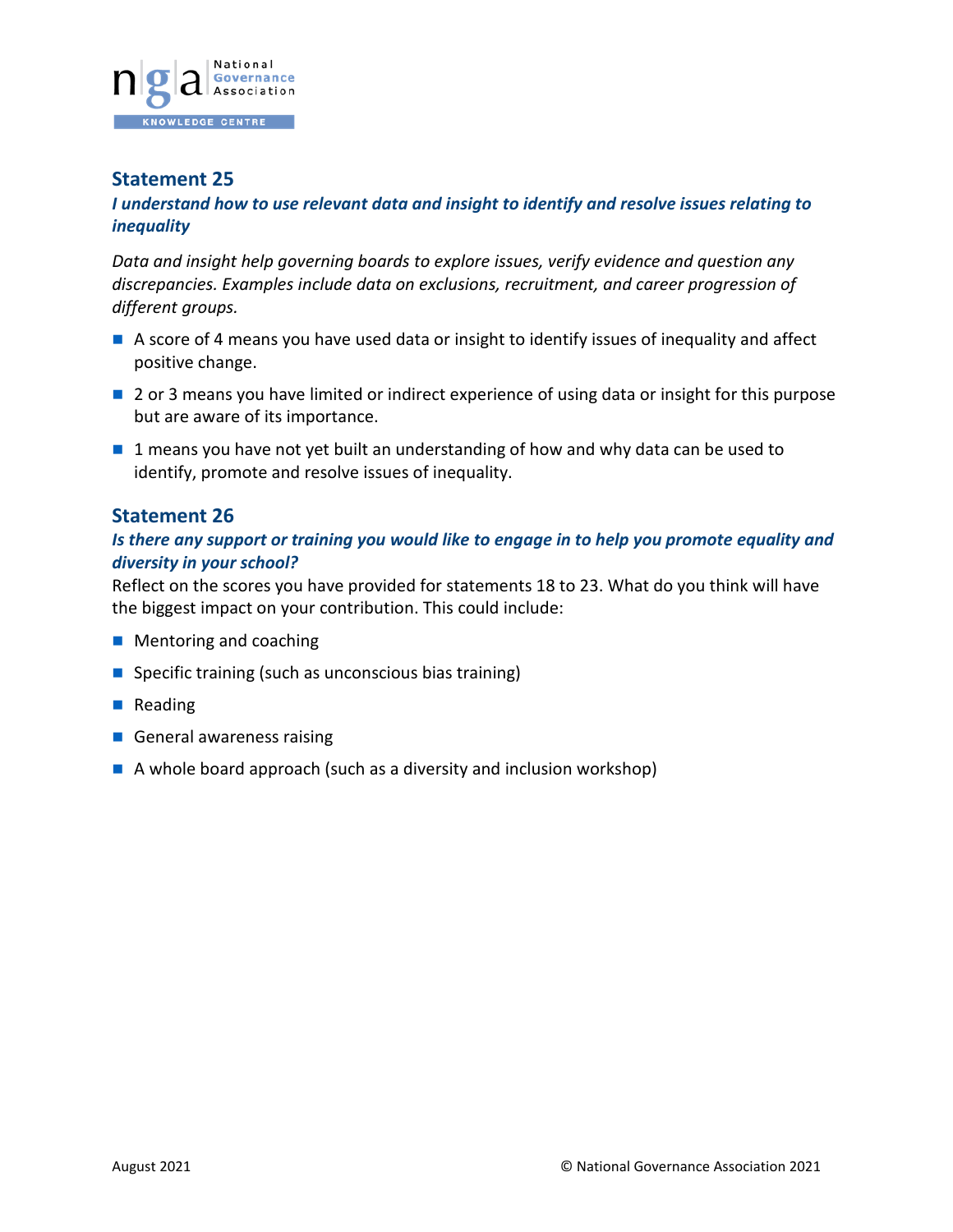## Statement 25

***I understand how to use relevant data and insight to identify and resolve issues relating to inequality***

*Data and insight help governing boards to explore issues, verify evidence and question any discrepancies. Examples include data on exclusions, recruitment, and career progression of different groups.*

- A score of 4 means you have used data or insight to identify issues of inequality and affect positive change.
- 2 or 3 means you have limited or indirect experience of using data or insight for this purpose but are aware of its importance.
- 1 means you have not yet built an understanding of how and why data can be used to identify, promote and resolve issues of inequality.

## Statement 26

***Is there any support or training you would like to engage in to help you promote equality and diversity in your school?***

Reflect on the scores you have provided for statements 18 to 23. What do you think will have the biggest impact on your contribution. This could include:

- Mentoring and coaching
- Specific training (such as unconscious bias training)
- Reading
- General awareness raising
- A whole board approach (such as a diversity and inclusion workshop)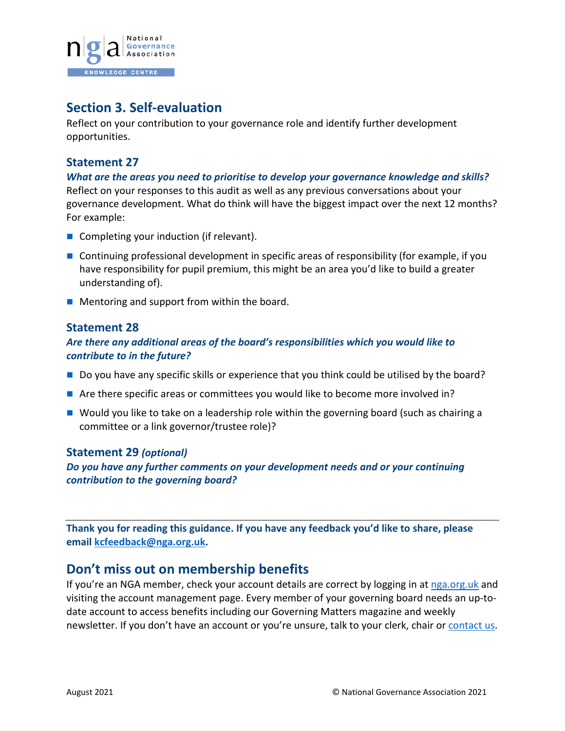## Section 3. Self-evaluation

Reflect on your contribution to your governance role and identify further development opportunities.

### Statement 27

***What are the areas you need to prioritise to develop your governance knowledge and skills?***

Reflect on your responses to this audit as well as any previous conversations about your governance development. What do think will have the biggest impact over the next 12 months? For example:

- Completing your induction (if relevant).
- Continuing professional development in specific areas of responsibility (for example, if you have responsibility for pupil premium, this might be an area you'd like to build a greater understanding of).
- Mentoring and support from within the board.

### Statement 28

***Are there any additional areas of the board's responsibilities which you would like to contribute to in the future?***

- Do you have any specific skills or experience that you think could be utilised by the board?
- Are there specific areas or committees you would like to become more involved in?
- Would you like to take on a leadership role within the governing board (such as chairing a committee or a link governor/trustee role)?

### Statement 29 *(optional)*

***Do you have any further comments on your development needs and or your continuing contribution to the governing board?***

---

**Thank you for reading this guidance. If you have any feedback you'd like to share, please email kcfeedback@nga.org.uk.**

## Don't miss out on membership benefits

If you're an NGA member, check your account details are correct by logging in at nga.org.uk and visiting the account management page. Every member of your governing board needs an up-to-date account to access benefits including our Governing Matters magazine and weekly newsletter. If you don't have an account or you're unsure, talk to your clerk, chair or contact us.